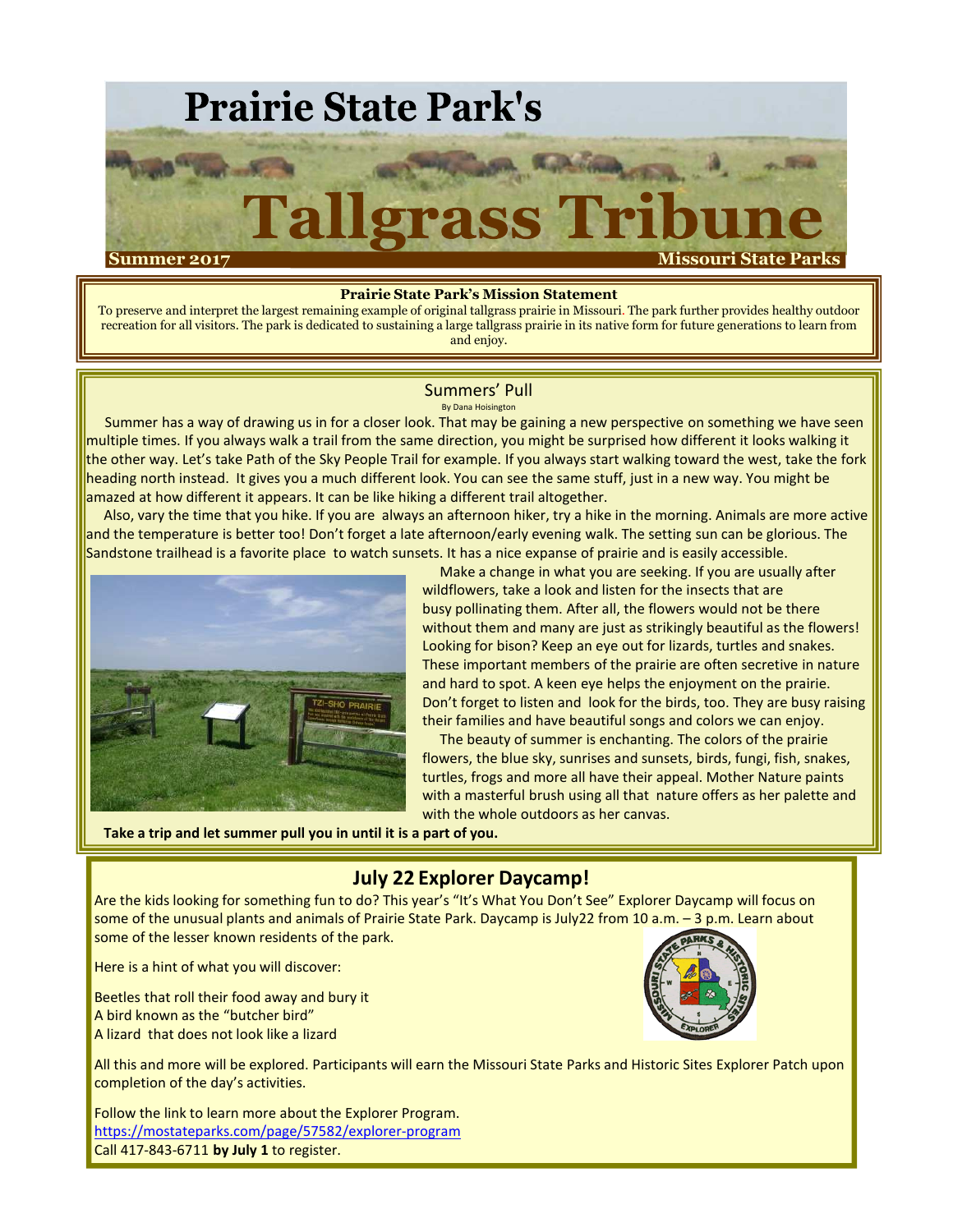# Prairie State Park's Tallgrass Tribune

**Summer 2017** | **Missouri State Parks**

**Prairie State Park's Mission Statement**

To preserve and interpret the largest remaining example of original tallgrass prairie in Missouri. The park further provides healthy outdoor recreation for all visitors. The park is dedicated to sustaining a large tallgrass prairie in its native form for future generations to learn from and enjoy.

## Summers' Pull

By Dana Hoisington

Summer has a way of drawing us in for a closer look. That may be gaining a new perspective on something we have seen multiple times. If you always walk a trail from the same direction, you might be surprised how different it looks walking it the other way. Let's take Path of the Sky People Trail for example. If you always start walking toward the west, take the fork heading north instead. It gives you a much different look. You can see the same stuff, just in a new way. You might be amazed at how different it appears. It can be like hiking a different trail altogether.

Also, vary the time that you hike. If you are always an afternoon hiker, try a hike in the morning. Animals are more active and the temperature is better too! Don't forget a late afternoon/early evening walk. The setting sun can be glorious. The Sandstone trailhead is a favorite place to watch sunsets. It has a nice expanse of prairie and is easily accessible.

Make a change in what you are seeking. If you are usually after wildflowers, take a look and listen for the insects that are busy pollinating them. After all, the flowers would not be there without them and many are just as strikingly beautiful as the flowers! Looking for bison? Keep an eye out for lizards, turtles and snakes. These important members of the prairie are often secretive in nature and hard to spot. A keen eye helps the enjoyment on the prairie. Don't forget to listen and look for the birds, too. They are busy raising their families and have beautiful songs and colors we can enjoy.

The beauty of summer is enchanting. The colors of the prairie flowers, the blue sky, sunrises and sunsets, birds, fungi, fish, snakes, turtles, frogs and more all have their appeal. Mother Nature paints with a masterful brush using all that nature offers as her palette and with the whole outdoors as her canvas.

**Take a trip and let summer pull you in until it is a part of you.**

## July 22 Explorer Daycamp!

Are the kids looking for something fun to do? This year's "It's What You Don't See" Explorer Daycamp will focus on some of the unusual plants and animals of Prairie State Park. Daycamp is July22 from 10 a.m. – 3 p.m. Learn about some of the lesser known residents of the park.

Here is a hint of what you will discover:

Beetles that roll their food away and bury it
A bird known as the "butcher bird"
A lizard that does not look like a lizard

All this and more will be explored. Participants will earn the Missouri State Parks and Historic Sites Explorer Patch upon completion of the day's activities.

Follow the link to learn more about the Explorer Program.
https://mostateparks.com/page/57582/explorer-program
Call 417-843-6711 **by July 1** to register.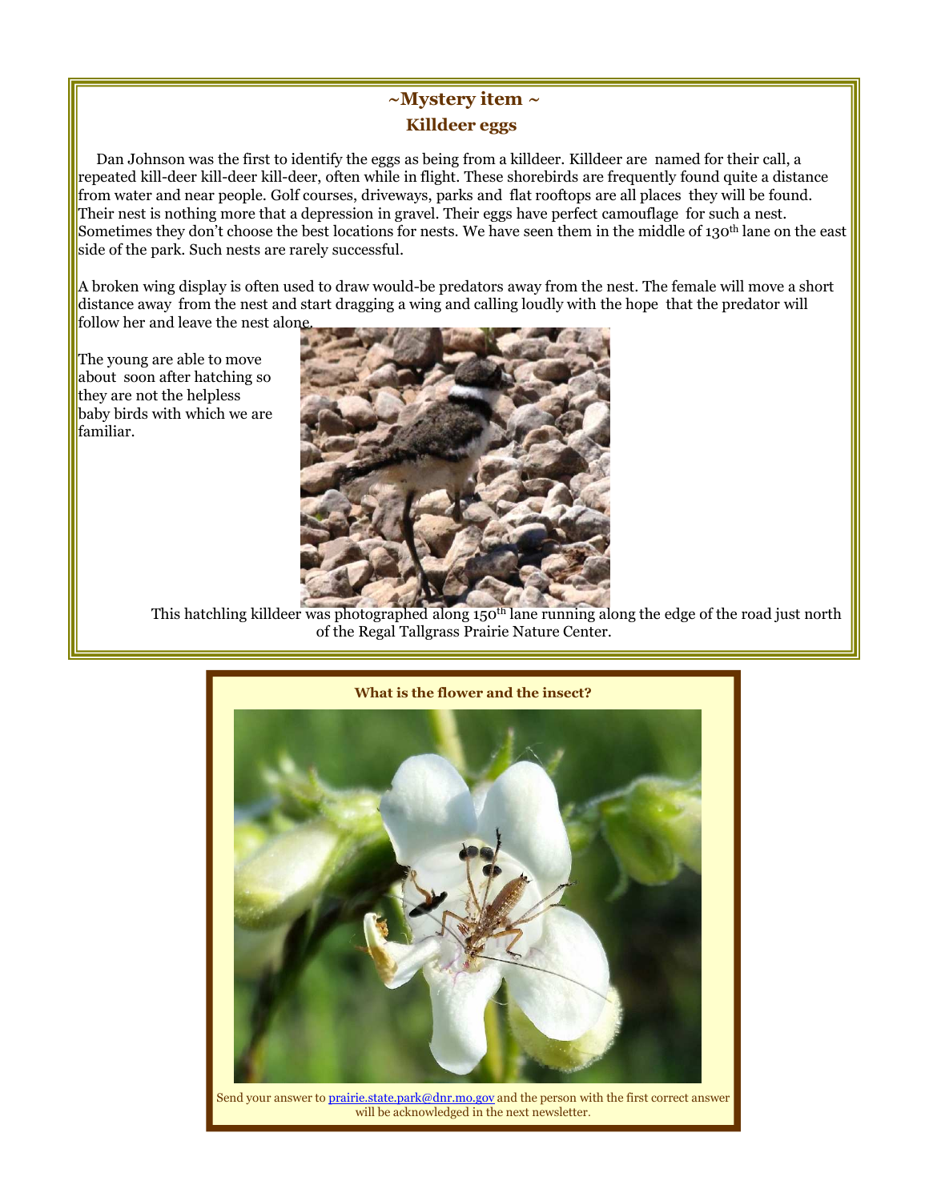## ~Mystery item ~

## Killdeer eggs

Dan Johnson was the first to identify the eggs as being from a killdeer. Killdeer are named for their call, a repeated kill-deer kill-deer kill-deer, often while in flight. These shorebirds are frequently found quite a distance from water and near people. Golf courses, driveways, parks and flat rooftops are all places they will be found. Their nest is nothing more that a depression in gravel. Their eggs have perfect camouflage for such a nest. Sometimes they don't choose the best locations for nests. We have seen them in the middle of 130th lane on the east side of the park. Such nests are rarely successful.

A broken wing display is often used to draw would-be predators away from the nest. The female will move a short distance away from the nest and start dragging a wing and calling loudly with the hope that the predator will follow her and leave the nest alone.

The young are able to move about soon after hatching so they are not the helpless baby birds with which we are familiar.

This hatchling killdeer was photographed along 150th lane running along the edge of the road just north of the Regal Tallgrass Prairie Nature Center.

**What is the flower and the insect?**

Send your answer to prairie.state.park@dnr.mo.gov and the person with the first correct answer will be acknowledged in the next newsletter.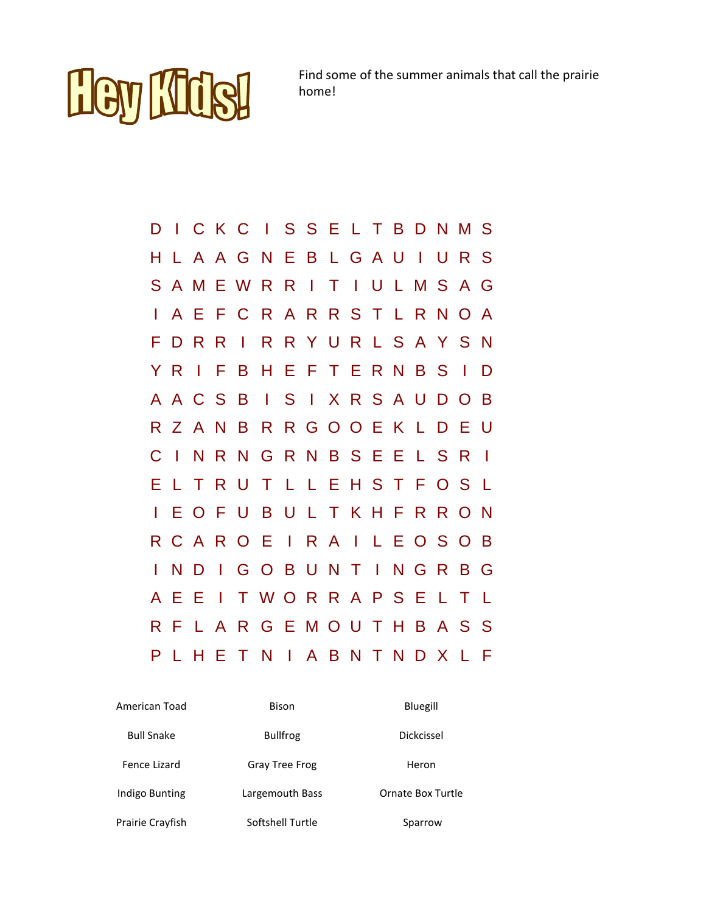# Hey Kids!

Find some of the summer animals that call the prairie home!

```
D I C K C I S S E L T B D N M S
H L A A G N E B L G A U I U R S
S A M E W R R I T I U L M S A G
I A E F C R A R R S T L R N O A
F D R R I R R Y U R L S A Y S N
Y R I F B H E F T E R N B S I D
A A C S B I S I X R S A U D O B
R Z A N B R R G O O E K L D E U
C I N R N G R N B S E E L S R I
E L T R U T L L E H S T F O S L
I E O F U B U L T K H F R R O N
R C A R O E I R A I L E O S O B
I N D I G O B U N T I N G R B G
A E E I T W O R R A P S E L T L
R F L A R G E M O U T H B A S S
P L H E T N I A B N T N D X L F
```

| | | |
|---|---|---|
| American Toad | Bison | Bluegill |
| Bull Snake | Bullfrog | Dickcissel |
| Fence Lizard | Gray Tree Frog | Heron |
| Indigo Bunting | Largemouth Bass | Ornate Box Turtle |
| Prairie Crayfish | Softshell Turtle | Sparrow |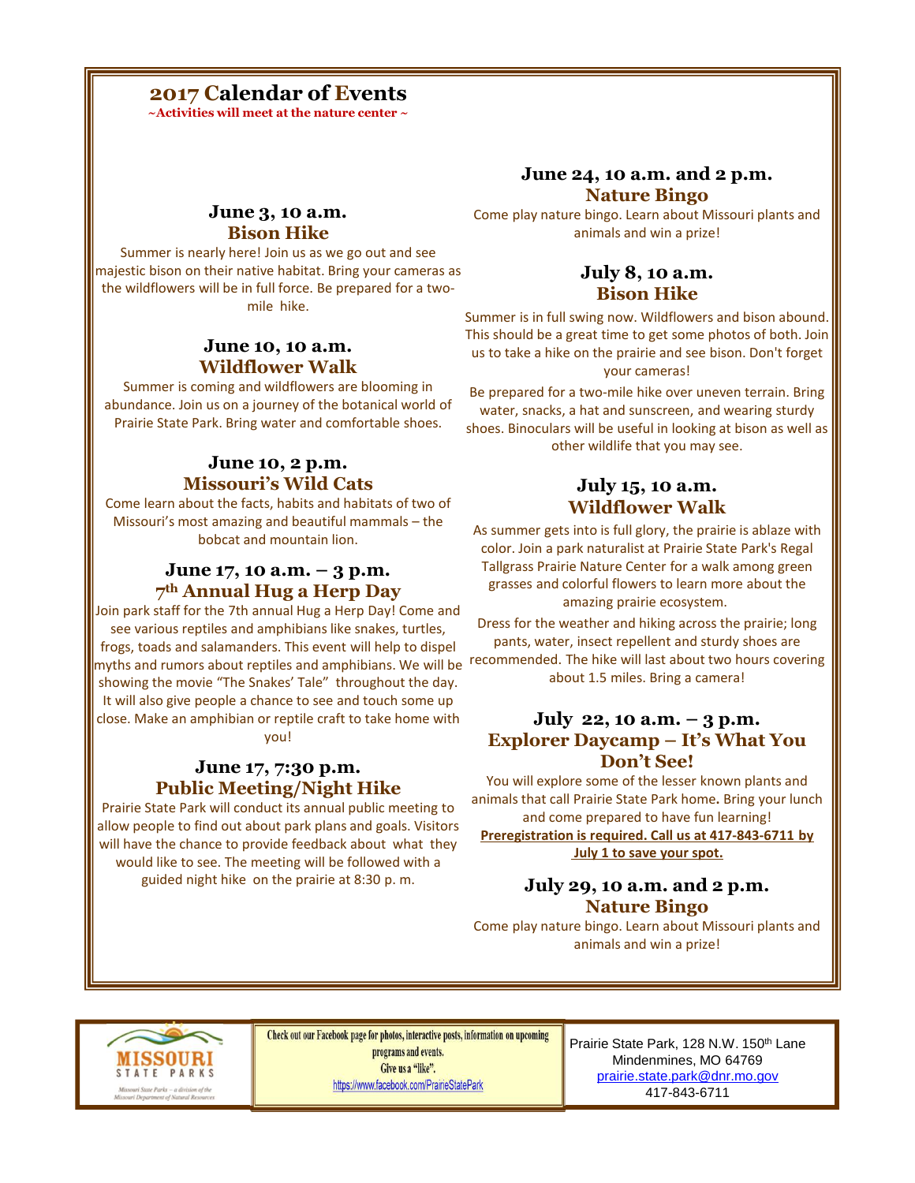# 2017 Calendar of Events

**~Activities will meet at the nature center ~**

### June 3, 10 a.m.
### Bison Hike

Summer is nearly here! Join us as we go out and see majestic bison on their native habitat. Bring your cameras as the wildflowers will be in full force. Be prepared for a two-mile hike.

### June 10, 10 a.m.
### Wildflower Walk

Summer is coming and wildflowers are blooming in abundance. Join us on a journey of the botanical world of Prairie State Park. Bring water and comfortable shoes.

### June 10, 2 p.m.
### Missouri's Wild Cats

Come learn about the facts, habits and habitats of two of Missouri's most amazing and beautiful mammals – the bobcat and mountain lion.

### June 17, 10 a.m. – 3 p.m.
### 7th Annual Hug a Herp Day

Join park staff for the 7th annual Hug a Herp Day! Come and see various reptiles and amphibians like snakes, turtles, frogs, toads and salamanders. This event will help to dispel myths and rumors about reptiles and amphibians. We will be showing the movie "The Snakes' Tale" throughout the day. It will also give people a chance to see and touch some up close. Make an amphibian or reptile craft to take home with you!

### June 17, 7:30 p.m.
### Public Meeting/Night Hike

Prairie State Park will conduct its annual public meeting to allow people to find out about park plans and goals. Visitors will have the chance to provide feedback about what they would like to see. The meeting will be followed with a guided night hike on the prairie at 8:30 p. m.

### June 24, 10 a.m. and 2 p.m.
### Nature Bingo

Come play nature bingo. Learn about Missouri plants and animals and win a prize!

### July 8, 10 a.m.
### Bison Hike

Summer is in full swing now. Wildflowers and bison abound. This should be a great time to get some photos of both. Join us to take a hike on the prairie and see bison. Don't forget your cameras!

Be prepared for a two-mile hike over uneven terrain. Bring water, snacks, a hat and sunscreen, and wearing sturdy shoes. Binoculars will be useful in looking at bison as well as other wildlife that you may see.

### July 15, 10 a.m.
### Wildflower Walk

As summer gets into is full glory, the prairie is ablaze with color. Join a park naturalist at Prairie State Park's Regal Tallgrass Prairie Nature Center for a walk among green grasses and colorful flowers to learn more about the amazing prairie ecosystem.

Dress for the weather and hiking across the prairie; long pants, water, insect repellent and sturdy shoes are recommended. The hike will last about two hours covering about 1.5 miles. Bring a camera!

### July 22, 10 a.m. – 3 p.m.
### Explorer Daycamp – It's What You Don't See!

You will explore some of the lesser known plants and animals that call Prairie State Park home**.** Bring your lunch and come prepared to have fun learning!

**Preregistration is required. Call us at 417-843-6711 by July 1 to save your spot.**

### July 29, 10 a.m. and 2 p.m.
### Nature Bingo

Come play nature bingo. Learn about Missouri plants and animals and win a prize!

---

MISSOURI STATE PARKS
Missouri State Parks – a division of the Missouri Department of Natural Resources

Check out our Facebook page for photos, interactive posts, information on upcoming programs and events.
Give us a "like".
https://www.facebook.com/PrairieStatePark

Prairie State Park, 128 N.W. 150th Lane
Mindenmines, MO 64769
prairie.state.park@dnr.mo.gov
417-843-6711